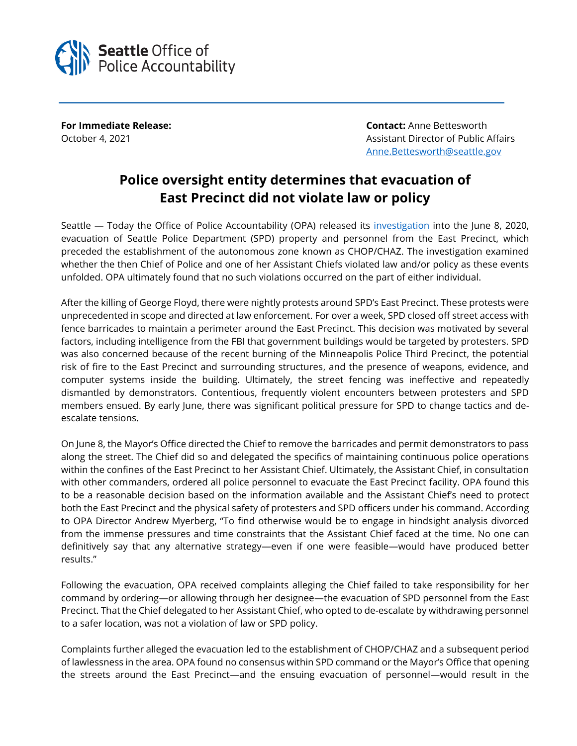**Seattle** Office of Police Accountability

**For Immediate Release:**
October 4, 2021

**Contact:** Anne Bettesworth
Assistant Director of Public Affairs
Anne.Bettesworth@seattle.gov

# Police oversight entity determines that evacuation of East Precinct did not violate law or policy

Seattle — Today the Office of Police Accountability (OPA) released its investigation into the June 8, 2020, evacuation of Seattle Police Department (SPD) property and personnel from the East Precinct, which preceded the establishment of the autonomous zone known as CHOP/CHAZ. The investigation examined whether the then Chief of Police and one of her Assistant Chiefs violated law and/or policy as these events unfolded. OPA ultimately found that no such violations occurred on the part of either individual.

After the killing of George Floyd, there were nightly protests around SPD's East Precinct. These protests were unprecedented in scope and directed at law enforcement. For over a week, SPD closed off street access with fence barricades to maintain a perimeter around the East Precinct. This decision was motivated by several factors, including intelligence from the FBI that government buildings would be targeted by protesters. SPD was also concerned because of the recent burning of the Minneapolis Police Third Precinct, the potential risk of fire to the East Precinct and surrounding structures, and the presence of weapons, evidence, and computer systems inside the building. Ultimately, the street fencing was ineffective and repeatedly dismantled by demonstrators. Contentious, frequently violent encounters between protesters and SPD members ensued. By early June, there was significant political pressure for SPD to change tactics and de-escalate tensions.

On June 8, the Mayor's Office directed the Chief to remove the barricades and permit demonstrators to pass along the street. The Chief did so and delegated the specifics of maintaining continuous police operations within the confines of the East Precinct to her Assistant Chief. Ultimately, the Assistant Chief, in consultation with other commanders, ordered all police personnel to evacuate the East Precinct facility. OPA found this to be a reasonable decision based on the information available and the Assistant Chief's need to protect both the East Precinct and the physical safety of protesters and SPD officers under his command. According to OPA Director Andrew Myerberg, "To find otherwise would be to engage in hindsight analysis divorced from the immense pressures and time constraints that the Assistant Chief faced at the time. No one can definitively say that any alternative strategy—even if one were feasible—would have produced better results."

Following the evacuation, OPA received complaints alleging the Chief failed to take responsibility for her command by ordering—or allowing through her designee—the evacuation of SPD personnel from the East Precinct. That the Chief delegated to her Assistant Chief, who opted to de-escalate by withdrawing personnel to a safer location, was not a violation of law or SPD policy.

Complaints further alleged the evacuation led to the establishment of CHOP/CHAZ and a subsequent period of lawlessness in the area. OPA found no consensus within SPD command or the Mayor's Office that opening the streets around the East Precinct—and the ensuing evacuation of personnel—would result in the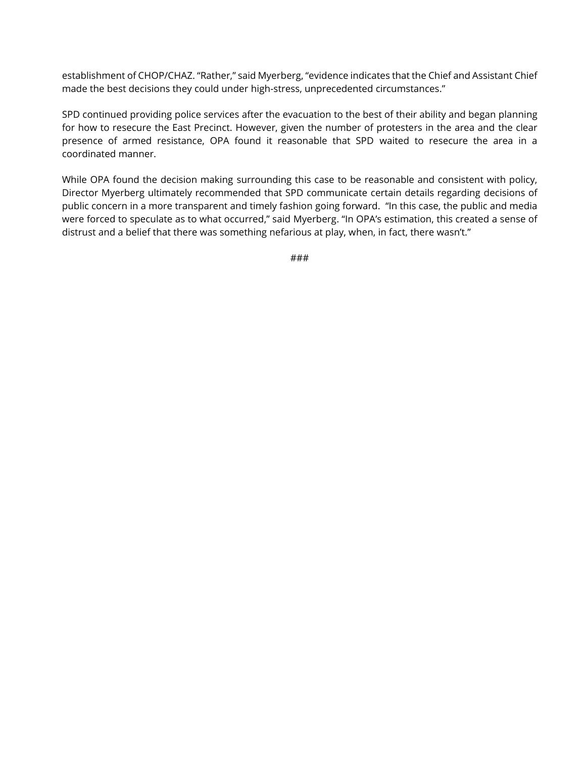establishment of CHOP/CHAZ. “Rather,” said Myerberg, “evidence indicates that the Chief and Assistant Chief made the best decisions they could under high-stress, unprecedented circumstances.”

SPD continued providing police services after the evacuation to the best of their ability and began planning for how to resecure the East Precinct. However, given the number of protesters in the area and the clear presence of armed resistance, OPA found it reasonable that SPD waited to resecure the area in a coordinated manner.

While OPA found the decision making surrounding this case to be reasonable and consistent with policy, Director Myerberg ultimately recommended that SPD communicate certain details regarding decisions of public concern in a more transparent and timely fashion going forward. “In this case, the public and media were forced to speculate as to what occurred,” said Myerberg. “In OPA’s estimation, this created a sense of distrust and a belief that there was something nefarious at play, when, in fact, there wasn’t.”

###